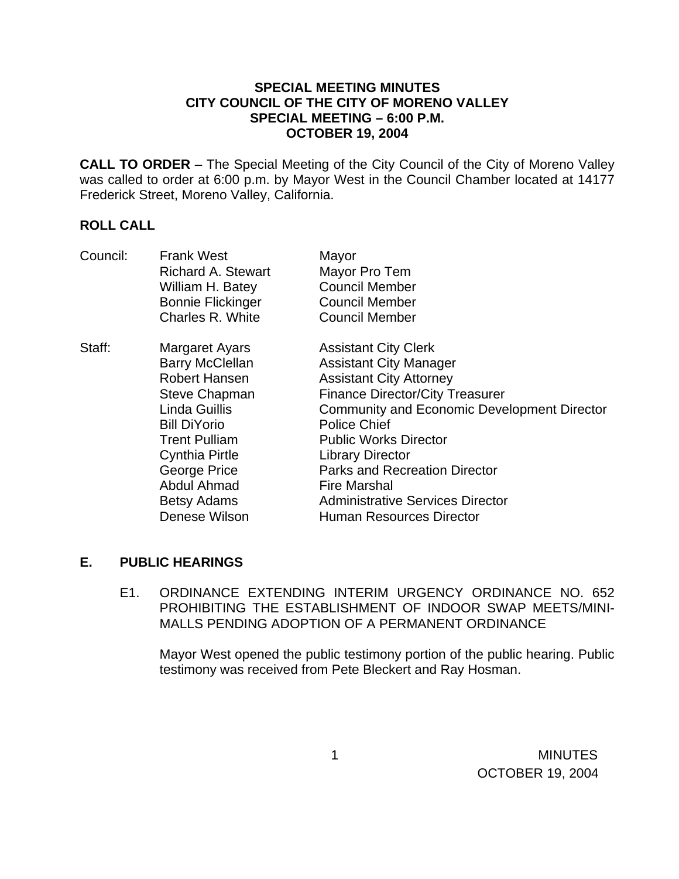**SPECIAL MEETING MINUTES**
**CITY COUNCIL OF THE CITY OF MORENO VALLEY**
**SPECIAL MEETING – 6:00 P.M.**
**OCTOBER 19, 2004**

**CALL TO ORDER** – The Special Meeting of the City Council of the City of Moreno Valley was called to order at 6:00 p.m. by Mayor West in the Council Chamber located at 14177 Frederick Street, Moreno Valley, California.

**ROLL CALL**

| | | |
|---|---|---|
| Council: | Frank West | Mayor |
| | Richard A. Stewart | Mayor Pro Tem |
| | William H. Batey | Council Member |
| | Bonnie Flickinger | Council Member |
| | Charles R. White | Council Member |
| | | |
| Staff: | Margaret Ayars | Assistant City Clerk |
| | Barry McClellan | Assistant City Manager |
| | Robert Hansen | Assistant City Attorney |
| | Steve Chapman | Finance Director/City Treasurer |
| | Linda Guillis | Community and Economic Development Director |
| | Bill DiYorio | Police Chief |
| | Trent Pulliam | Public Works Director |
| | Cynthia Pirtle | Library Director |
| | George Price | Parks and Recreation Director |
| | Abdul Ahmad | Fire Marshal |
| | Betsy Adams | Administrative Services Director |
| | Denese Wilson | Human Resources Director |

## E. PUBLIC HEARINGS

E1. ORDINANCE EXTENDING INTERIM URGENCY ORDINANCE NO. 652 PROHIBITING THE ESTABLISHMENT OF INDOOR SWAP MEETS/MINI-MALLS PENDING ADOPTION OF A PERMANENT ORDINANCE

Mayor West opened the public testimony portion of the public hearing. Public testimony was received from Pete Bleckert and Ray Hosman.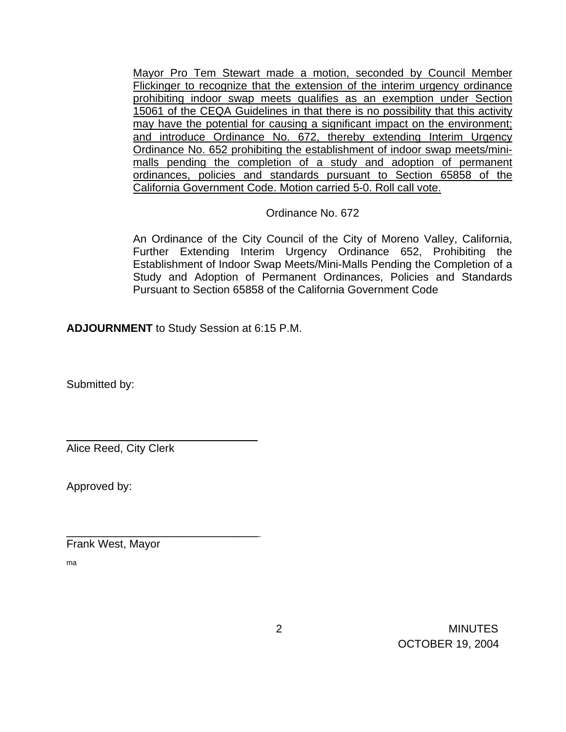Mayor Pro Tem Stewart made a motion, seconded by Council Member Flickinger to recognize that the extension of the interim urgency ordinance prohibiting indoor swap meets qualifies as an exemption under Section 15061 of the CEQA Guidelines in that there is no possibility that this activity may have the potential for causing a significant impact on the environment; and introduce Ordinance No. 672, thereby extending Interim Urgency Ordinance No. 652 prohibiting the establishment of indoor swap meets/mini-malls pending the completion of a study and adoption of permanent ordinances, policies and standards pursuant to Section 65858 of the California Government Code. Motion carried 5-0. Roll call vote.

Ordinance No. 672

An Ordinance of the City Council of the City of Moreno Valley, California, Further Extending Interim Urgency Ordinance 652, Prohibiting the Establishment of Indoor Swap Meets/Mini-Malls Pending the Completion of a Study and Adoption of Permanent Ordinances, Policies and Standards Pursuant to Section 65858 of the California Government Code

**ADJOURNMENT** to Study Session at 6:15 P.M.

Submitted by:

\_\_\_\_\_\_\_\_\_\_\_\_\_\_\_\_\_\_\_\_\_\_\_\_\_\_\_\_\_\_\_\_
Alice Reed, City Clerk

Approved by:

\_\_\_\_\_\_\_\_\_\_\_\_\_\_\_\_\_\_\_\_\_\_\_\_\_\_\_\_\_\_\_\_
Frank West, Mayor

ma